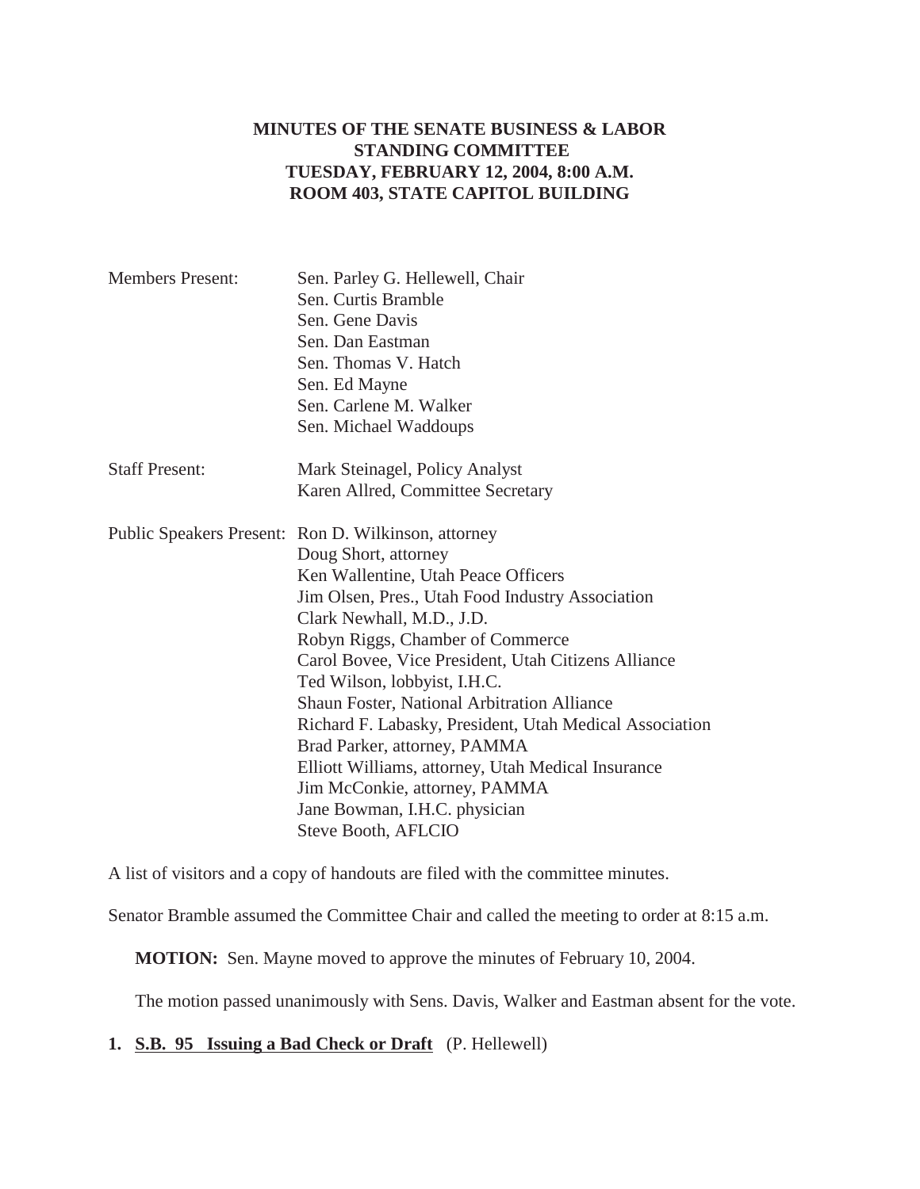# MINUTES OF THE SENATE BUSINESS & LABOR STANDING COMMITTEE
## TUESDAY, FEBRUARY 12, 2004, 8:00 A.M.
## ROOM 403, STATE CAPITOL BUILDING

Members Present: Sen. Parley G. Hellewell, Chair
Sen. Curtis Bramble
Sen. Gene Davis
Sen. Dan Eastman
Sen. Thomas V. Hatch
Sen. Ed Mayne
Sen. Carlene M. Walker
Sen. Michael Waddoups

Staff Present: Mark Steinagel, Policy Analyst
Karen Allred, Committee Secretary

Public Speakers Present: Ron D. Wilkinson, attorney
Doug Short, attorney
Ken Wallentine, Utah Peace Officers
Jim Olsen, Pres., Utah Food Industry Association
Clark Newhall, M.D., J.D.
Robyn Riggs, Chamber of Commerce
Carol Bovee, Vice President, Utah Citizens Alliance
Ted Wilson, lobbyist, I.H.C.
Shaun Foster, National Arbitration Alliance
Richard F. Labasky, President, Utah Medical Association
Brad Parker, attorney, PAMMA
Elliott Williams, attorney, Utah Medical Insurance
Jim McConkie, attorney, PAMMA
Jane Bowman, I.H.C. physician
Steve Booth, AFLCIO

A list of visitors and a copy of handouts are filed with the committee minutes.

Senator Bramble assumed the Committee Chair and called the meeting to order at 8:15 a.m.

**MOTION:** Sen. Mayne moved to approve the minutes of February 10, 2004.

The motion passed unanimously with Sens. Davis, Walker and Eastman absent for the vote.

**1. S.B. 95 Issuing a Bad Check or Draft** (P. Hellewell)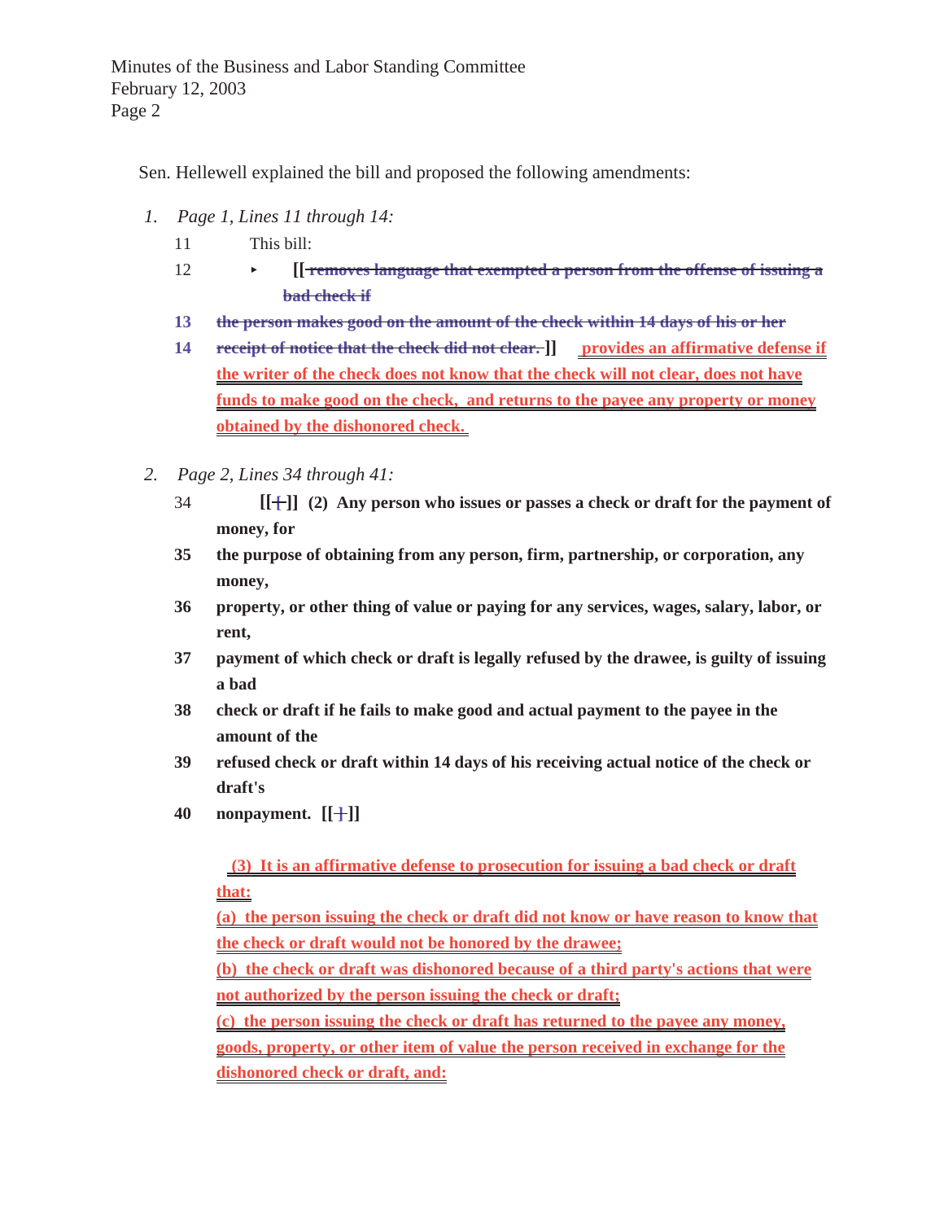Sen. Hellewell explained the bill and proposed the following amendments:

1. *Page 1, Lines 11 through 14:*

   11 This bill:

   12 ▸ [[ ~~removes language that exempted a person from the offense of issuing a bad check if~~

   13 ~~the person makes good on the amount of the check within 14 days of his or her~~

   14 ~~receipt of notice that the check did not clear.~~ ]] provides an affirmative defense if the writer of the check does not know that the check will not clear, does not have funds to make good on the check, and returns to the payee any property or money obtained by the dishonored check.

2. *Page 2, Lines 34 through 41:*

   34 [[ ~~[~~ ]] **(2) Any person who issues or passes a check or draft for the payment of money, for**

   35 **the purpose of obtaining from any person, firm, partnership, or corporation, any money,**

   36 **property, or other thing of value or paying for any services, wages, salary, labor, or rent,**

   37 **payment of which check or draft is legally refused by the drawee, is guilty of issuing a bad**

   38 **check or draft if he fails to make good and actual payment to the payee in the amount of the**

   39 **refused check or draft within 14 days of his receiving actual notice of the check or draft's**

   40 **nonpayment.** [[ ~~]~~ ]]

   (3) It is an affirmative defense to prosecution for issuing a bad check or draft that:

   (a) the person issuing the check or draft did not know or have reason to know that the check or draft would not be honored by the drawee;

   (b) the check or draft was dishonored because of a third party's actions that were not authorized by the person issuing the check or draft;

   (c) the person issuing the check or draft has returned to the payee any money, goods, property, or other item of value the person received in exchange for the dishonored check or draft, and: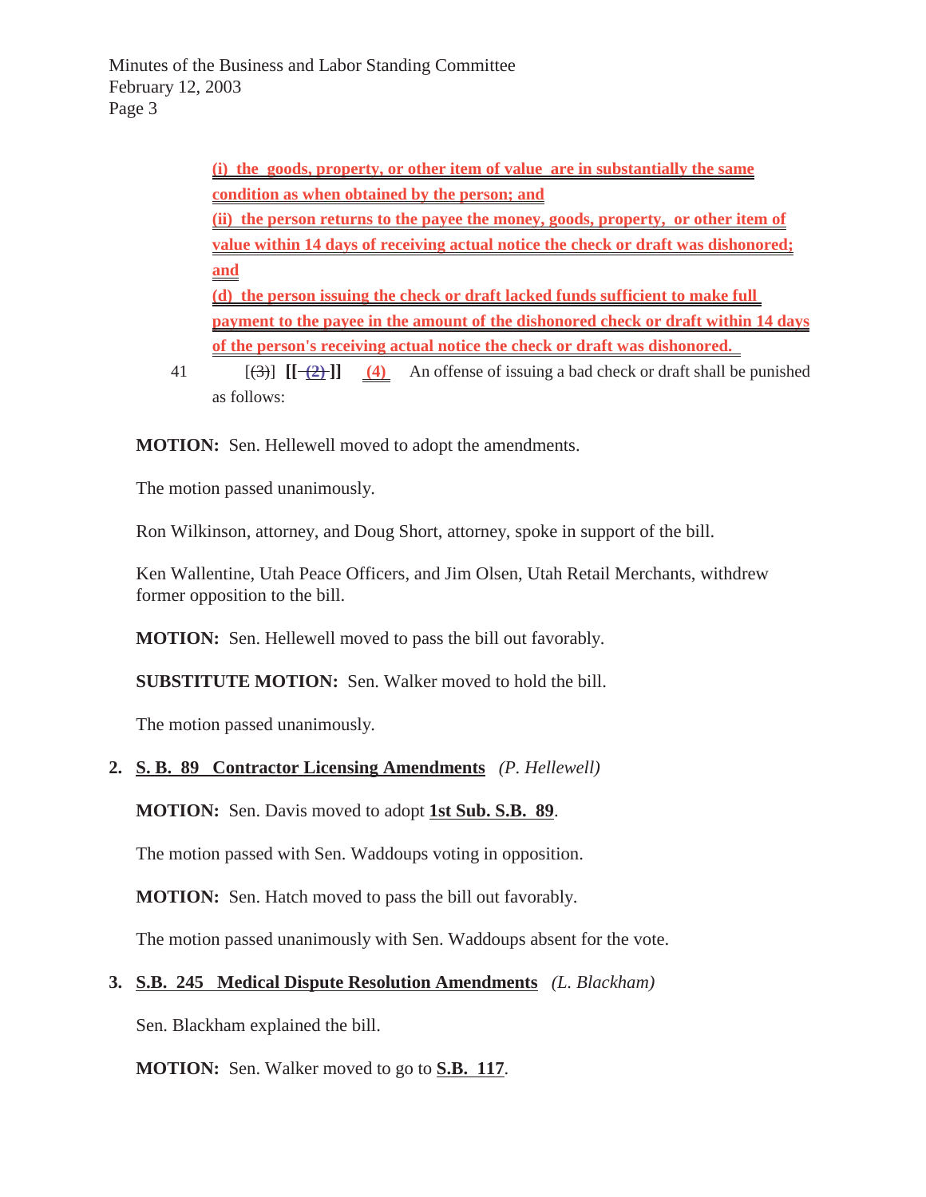(i) the goods, property, or other item of value are in substantially the same condition as when obtained by the person; and

(ii) the person returns to the payee the money, goods, property, or other item of value within 14 days of receiving actual notice the check or draft was dishonored; and

(d) the person issuing the check or draft lacked funds sufficient to make full payment to the payee in the amount of the dishonored check or draft within 14 days of the person's receiving actual notice the check or draft was dishonored.

41 [(3)] **[[ (2) ]]** (4) An offense of issuing a bad check or draft shall be punished as follows:

**MOTION:** Sen. Hellewell moved to adopt the amendments.

The motion passed unanimously.

Ron Wilkinson, attorney, and Doug Short, attorney, spoke in support of the bill.

Ken Wallentine, Utah Peace Officers, and Jim Olsen, Utah Retail Merchants, withdrew former opposition to the bill.

**MOTION:** Sen. Hellewell moved to pass the bill out favorably.

**SUBSTITUTE MOTION:** Sen. Walker moved to hold the bill.

The motion passed unanimously.

2. **S. B. 89 Contractor Licensing Amendments** *(P. Hellewell)*

**MOTION:** Sen. Davis moved to adopt **1st Sub. S.B. 89**.

The motion passed with Sen. Waddoups voting in opposition.

**MOTION:** Sen. Hatch moved to pass the bill out favorably.

The motion passed unanimously with Sen. Waddoups absent for the vote.

3. **S.B. 245 Medical Dispute Resolution Amendments** *(L. Blackham)*

Sen. Blackham explained the bill.

**MOTION:** Sen. Walker moved to go to **S.B. 117**.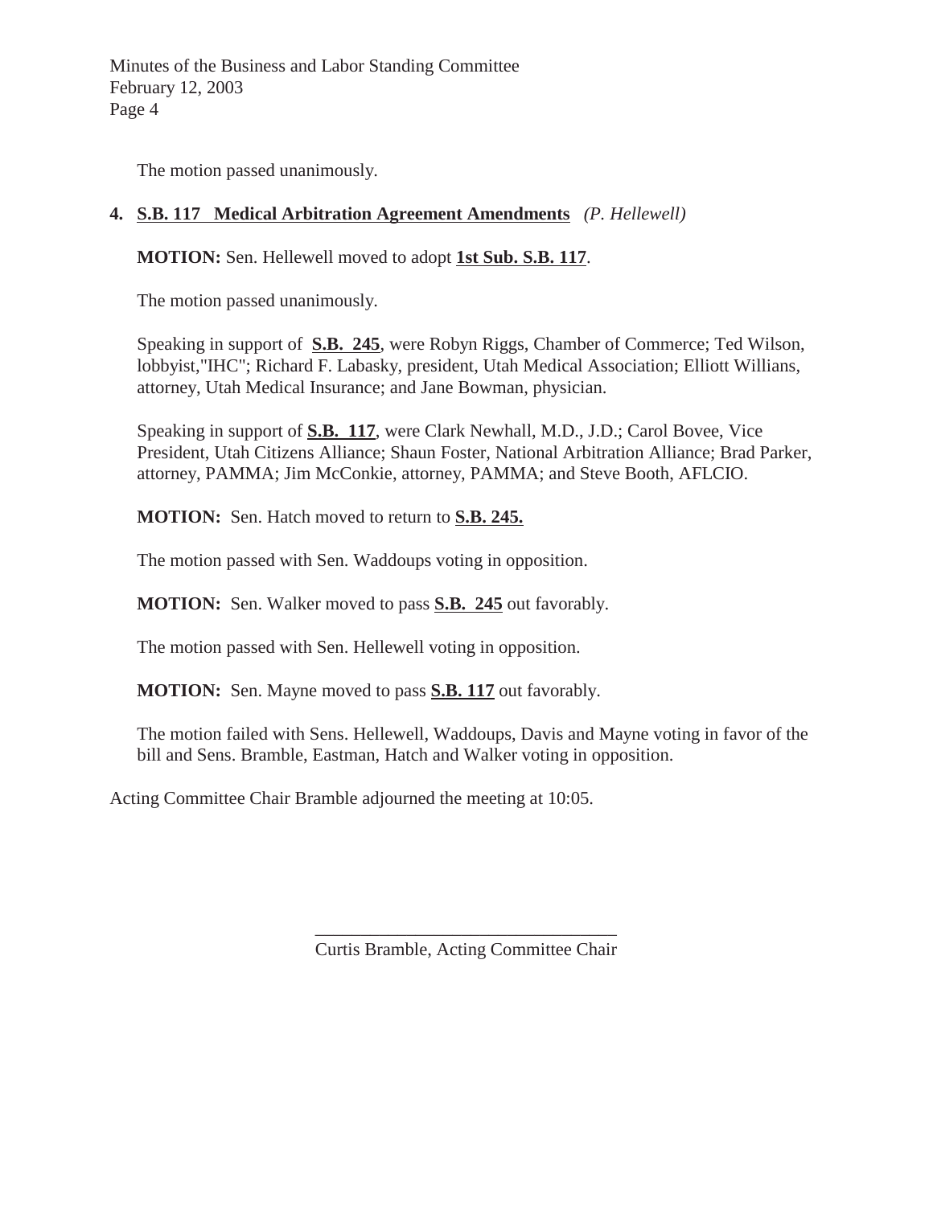The motion passed unanimously.

**4. S.B. 117 Medical Arbitration Agreement Amendments** *(P. Hellewell)*

**MOTION:** Sen. Hellewell moved to adopt **1st Sub. S.B. 117**.

The motion passed unanimously.

Speaking in support of **S.B. 245**, were Robyn Riggs, Chamber of Commerce; Ted Wilson, lobbyist,"IHC"; Richard F. Labasky, president, Utah Medical Association; Elliott Willians, attorney, Utah Medical Insurance; and Jane Bowman, physician.

Speaking in support of **S.B. 117**, were Clark Newhall, M.D., J.D.; Carol Bovee, Vice President, Utah Citizens Alliance; Shaun Foster, National Arbitration Alliance; Brad Parker, attorney, PAMMA; Jim McConkie, attorney, PAMMA; and Steve Booth, AFLCIO.

**MOTION:** Sen. Hatch moved to return to **S.B. 245.**

The motion passed with Sen. Waddoups voting in opposition.

**MOTION:** Sen. Walker moved to pass **S.B. 245** out favorably.

The motion passed with Sen. Hellewell voting in opposition.

**MOTION:** Sen. Mayne moved to pass **S.B. 117** out favorably.

The motion failed with Sens. Hellewell, Waddoups, Davis and Mayne voting in favor of the bill and Sens. Bramble, Eastman, Hatch and Walker voting in opposition.

Acting Committee Chair Bramble adjourned the meeting at 10:05.

\_\_\_\_\_\_\_\_\_\_\_\_\_\_\_\_\_\_\_\_\_\_\_\_\_\_\_\_\_\_\_\_\_\_

Curtis Bramble, Acting Committee Chair